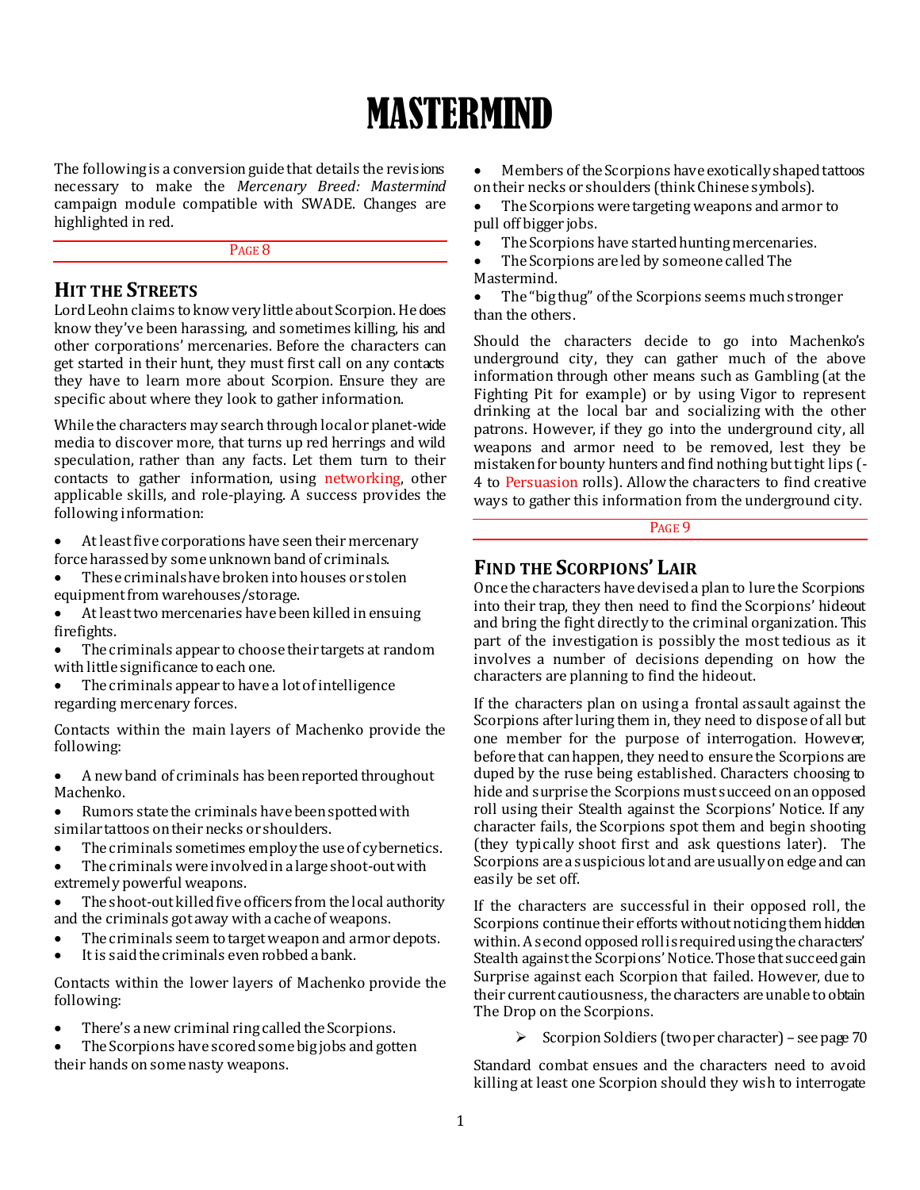# MASTERMIND

The following is a conversion guide that details the revisions necessary to make the *Mercenary Breed: Mastermind* campaign module compatible with SWADE. Changes are highlighted in red.

PAGE 8

## HIT THE STREETS

Lord Leohn claims to know very little about Scorpion. He does know they've been harassing, and sometimes killing, his and other corporations' mercenaries. Before the characters can get started in their hunt, they must first call on any contacts they have to learn more about Scorpion. Ensure they are specific about where they look to gather information.

While the characters may search through local or planet-wide media to discover more, that turns up red herrings and wild speculation, rather than any facts. Let them turn to their contacts to gather information, using networking, other applicable skills, and role-playing. A success provides the following information:

- At least five corporations have seen their mercenary force harassed by some unknown band of criminals.
- These criminals have broken into houses or stolen equipment from warehouses/storage.
- At least two mercenaries have been killed in ensuing firefights.
- The criminals appear to choose their targets at random with little significance to each one.
- The criminals appear to have a lot of intelligence regarding mercenary forces.

Contacts within the main layers of Machenko provide the following:

- A new band of criminals has been reported throughout Machenko.
- Rumors state the criminals have been spotted with similar tattoos on their necks or shoulders.
- The criminals sometimes employ the use of cybernetics.
- The criminals were involved in a large shoot-out with extremely powerful weapons.
- The shoot-out killed five officers from the local authority and the criminals got away with a cache of weapons.
- The criminals seem to target weapon and armor depots.
- It is said the criminals even robbed a bank.

Contacts within the lower layers of Machenko provide the following:

- There's a new criminal ring called the Scorpions.
- The Scorpions have scored some big jobs and gotten their hands on some nasty weapons.
- Members of the Scorpions have exotically shaped tattoos on their necks or shoulders (think Chinese symbols).
- The Scorpions were targeting weapons and armor to pull off bigger jobs.
- The Scorpions have started hunting mercenaries.
- The Scorpions are led by someone called The Mastermind.
- The "big thug" of the Scorpions seems much stronger than the others.

Should the characters decide to go into Machenko's underground city, they can gather much of the above information through other means such as Gambling (at the Fighting Pit for example) or by using Vigor to represent drinking at the local bar and socializing with the other patrons. However, if they go into the underground city, all weapons and armor need to be removed, lest they be mistaken for bounty hunters and find nothing but tight lips (-4 to Persuasion rolls). Allow the characters to find creative ways to gather this information from the underground city.

PAGE 9

## FIND THE SCORPIONS' LAIR

Once the characters have devised a plan to lure the Scorpions into their trap, they then need to find the Scorpions' hideout and bring the fight directly to the criminal organization. This part of the investigation is possibly the most tedious as it involves a number of decisions depending on how the characters are planning to find the hideout.

If the characters plan on using a frontal assault against the Scorpions after luring them in, they need to dispose of all but one member for the purpose of interrogation. However, before that can happen, they need to ensure the Scorpions are duped by the ruse being established. Characters choosing to hide and surprise the Scorpions must succeed on an opposed roll using their Stealth against the Scorpions' Notice. If any character fails, the Scorpions spot them and begin shooting (they typically shoot first and ask questions later). The Scorpions are a suspicious lot and are usually on edge and can easily be set off.

If the characters are successful in their opposed roll, the Scorpions continue their efforts without noticing them hidden within. A second opposed roll is required using the characters' Stealth against the Scorpions' Notice. Those that succeed gain Surprise against each Scorpion that failed. However, due to their current cautiousness, the characters are unable to obtain The Drop on the Scorpions.

- Scorpion Soldiers (two per character) – see page 70

Standard combat ensues and the characters need to avoid killing at least one Scorpion should they wish to interrogate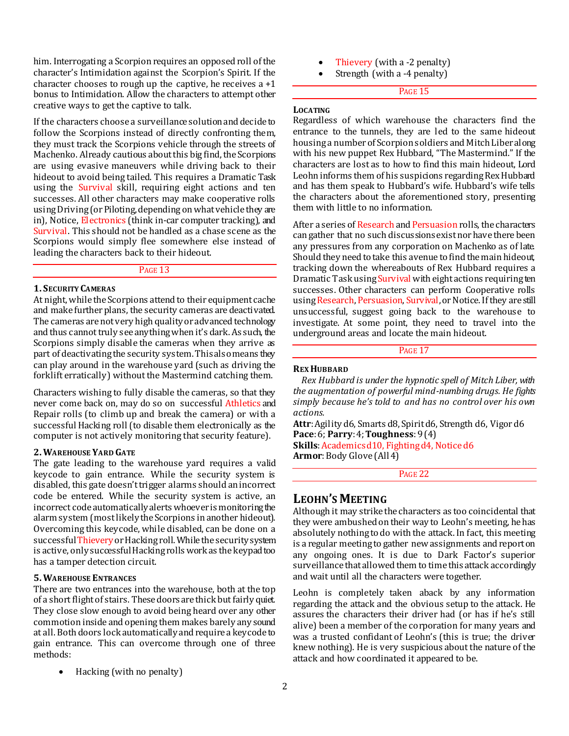him. Interrogating a Scorpion requires an opposed roll of the character's Intimidation against the Scorpion's Spirit. If the character chooses to rough up the captive, he receives a +1 bonus to Intimidation. Allow the characters to attempt other creative ways to get the captive to talk.

If the characters choose a surveillance solution and decide to follow the Scorpions instead of directly confronting them, they must track the Scorpions vehicle through the streets of Machenko. Already cautious about this big find, the Scorpions are using evasive maneuvers while driving back to their hideout to avoid being tailed. This requires a Dramatic Task using the Survival skill, requiring eight actions and ten successes. All other characters may make cooperative rolls using Driving (or Piloting, depending on what vehicle they are in), Notice, Electronics (think in-car computer tracking), and Survival. This should not be handled as a chase scene as the Scorpions would simply flee somewhere else instead of leading the characters back to their hideout.

## Page 13

### 1. Security Cameras

At night, while the Scorpions attend to their equipment cache and make further plans, the security cameras are deactivated. The cameras are not very high quality or advanced technology and thus cannot truly see anything when it's dark. As such, the Scorpions simply disable the cameras when they arrive as part of deactivating the security system. This also means they can play around in the warehouse yard (such as driving the forklift erratically) without the Mastermind catching them.

Characters wishing to fully disable the cameras, so that they never come back on, may do so on successful Athletics and Repair rolls (to climb up and break the camera) or with a successful Hacking roll (to disable them electronically as the computer is not actively monitoring that security feature).

### 2. Warehouse Yard Gate

The gate leading to the warehouse yard requires a valid keycode to gain entrance. While the security system is disabled, this gate doesn't trigger alarms should an incorrect code be entered. While the security system is active, an incorrect code automatically alerts whoever is monitoring the alarm system (most likely the Scorpions in another hideout). Overcoming this keycode, while disabled, can be done on a successful Thievery or Hacking roll. While the security system is active, only successful Hacking rolls work as the keypad too has a tamper detection circuit.

### 5. Warehouse Entrances

There are two entrances into the warehouse, both at the top of a short flight of stairs. These doors are thick but fairly quiet. They close slow enough to avoid being heard over any other commotion inside and opening them makes barely any sound at all. Both doors lock automatically and require a keycode to gain entrance. This can overcome through one of three methods:

- Hacking (with no penalty)
- Thievery (with a -2 penalty)
- Strength (with a -4 penalty)

## Page 15

### Locating

Regardless of which warehouse the characters find the entrance to the tunnels, they are led to the same hideout housing a number of Scorpion soldiers and Mitch Liber along with his new puppet Rex Hubbard, "The Mastermind." If the characters are lost as to how to find this main hideout, Lord Leohn informs them of his suspicions regarding Rex Hubbard and has them speak to Hubbard's wife. Hubbard's wife tells the characters about the aforementioned story, presenting them with little to no information.

After a series of Research and Persuasion rolls, the characters can gather that no such discussions exist nor have there been any pressures from any corporation on Machenko as of late. Should they need to take this avenue to find the main hideout, tracking down the whereabouts of Rex Hubbard requires a Dramatic Task using Survival with eight actions requiring ten successes. Other characters can perform Cooperative rolls using Research, Persuasion, Survival, or Notice. If they are still unsuccessful, suggest going back to the warehouse to investigate. At some point, they need to travel into the underground areas and locate the main hideout.

## Page 17

### Rex Hubbard

*Rex Hubbard is under the hypnotic spell of Mitch Liber, with the augmentation of powerful mind-numbing drugs. He fights simply because he's told to and has no control over his own actions.*

**Attr**: Agility d6, Smarts d8, Spirit d6, Strength d6, Vigor d6
**Pace**: 6; **Parry**: 4; **Toughness**: 9 (4)
**Skills**: Academics d10, Fighting d4, Notice d6
**Armor**: Body Glove (All 4)

## Page 22

## Leohn's Meeting

Although it may strike the characters as too coincidental that they were ambushed on their way to Leohn's meeting, he has absolutely nothing to do with the attack. In fact, this meeting is a regular meeting to gather new assignments and report on any ongoing ones. It is due to Dark Factor's superior surveillance that allowed them to time this attack accordingly and wait until all the characters were together.

Leohn is completely taken aback by any information regarding the attack and the obvious setup to the attack. He assures the characters their driver had (or has if he's still alive) been a member of the corporation for many years and was a trusted confidant of Leohn's (this is true; the driver knew nothing). He is very suspicious about the nature of the attack and how coordinated it appeared to be.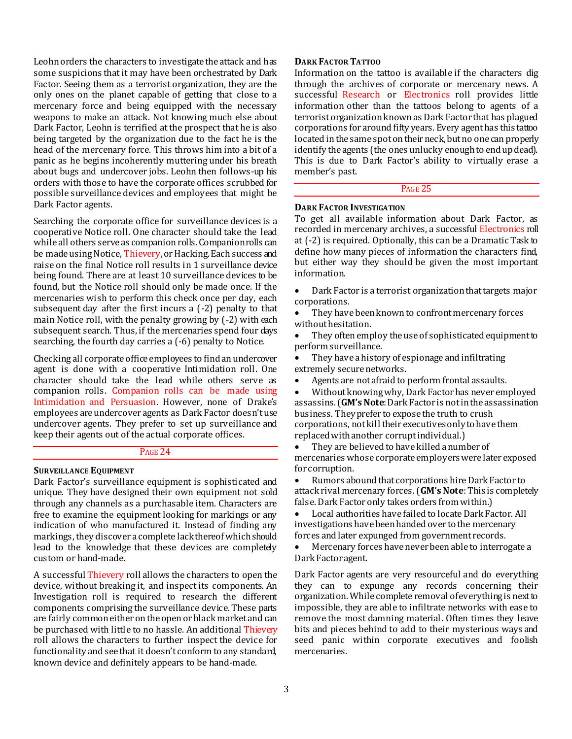Leohn orders the characters to investigate the attack and has some suspicions that it may have been orchestrated by Dark Factor. Seeing them as a terrorist organization, they are the only ones on the planet capable of getting that close to a mercenary force and being equipped with the necessary weapons to make an attack. Not knowing much else about Dark Factor, Leohn is terrified at the prospect that he is also being targeted by the organization due to the fact he is the head of the mercenary force. This throws him into a bit of a panic as he begins incoherently muttering under his breath about bugs and undercover jobs. Leohn then follows-up his orders with those to have the corporate offices scrubbed for possible surveillance devices and employees that might be Dark Factor agents.

Searching the corporate office for surveillance devices is a cooperative Notice roll. One character should take the lead while all others serve as companion rolls. Companion rolls can be made using Notice, Thievery, or Hacking. Each success and raise on the final Notice roll results in 1 surveillance device being found. There are at least 10 surveillance devices to be found, but the Notice roll should only be made once. If the mercenaries wish to perform this check once per day, each subsequent day after the first incurs a (-2) penalty to that main Notice roll, with the penalty growing by (-2) with each subsequent search. Thus, if the mercenaries spend four days searching, the fourth day carries a (-6) penalty to Notice.

Checking all corporate office employees to find an undercover agent is done with a cooperative Intimidation roll. One character should take the lead while others serve as companion rolls. Companion rolls can be made using Intimidation and Persuasion. However, none of Drake's employees are undercover agents as Dark Factor doesn't use undercover agents. They prefer to set up surveillance and keep their agents out of the actual corporate offices.

PAGE 24

### Surveillance Equipment

Dark Factor's surveillance equipment is sophisticated and unique. They have designed their own equipment not sold through any channels as a purchasable item. Characters are free to examine the equipment looking for markings or any indication of who manufactured it. Instead of finding any markings, they discover a complete lack thereof which should lead to the knowledge that these devices are completely custom or hand-made.

A successful Thievery roll allows the characters to open the device, without breaking it, and inspect its components. An Investigation roll is required to research the different components comprising the surveillance device. These parts are fairly common either on the open or black market and can be purchased with little to no hassle. An additional Thievery roll allows the characters to further inspect the device for functionality and see that it doesn't conform to any standard, known device and definitely appears to be hand-made.

### Dark Factor Tattoo

Information on the tattoo is available if the characters dig through the archives of corporate or mercenary news. A successful Research or Electronics roll provides little information other than the tattoos belong to agents of a terrorist organization known as Dark Factor that has plagued corporations for around fifty years. Every agent has this tattoo located in the same spot on their neck, but no one can properly identify the agents (the ones unlucky enough to end up dead). This is due to Dark Factor's ability to virtually erase a member's past.

PAGE 25

### Dark Factor Investigation

To get all available information about Dark Factor, as recorded in mercenary archives, a successful Electronics roll at (-2) is required. Optionally, this can be a Dramatic Task to define how many pieces of information the characters find, but either way they should be given the most important information.

- Dark Factor is a terrorist organization that targets major corporations.
- They have been known to confront mercenary forces without hesitation.
- They often employ the use of sophisticated equipment to perform surveillance.
- They have a history of espionage and infiltrating extremely secure networks.
- Agents are not afraid to perform frontal assaults.
- Without knowing why, Dark Factor has never employed assassins. (**GM's Note**: Dark Factor is not in the assassination business. They prefer to expose the truth to crush corporations, not kill their executives only to have them replaced with another corrupt individual.)
- They are believed to have killed a number of mercenaries whose corporate employers were later exposed for corruption.
- Rumors abound that corporations hire Dark Factor to attack rival mercenary forces. (**GM's Note**: This is completely false. Dark Factor only takes orders from within.)
- Local authorities have failed to locate Dark Factor. All investigations have been handed over to the mercenary forces and later expunged from government records.
- Mercenary forces have never been able to interrogate a Dark Factor agent.

Dark Factor agents are very resourceful and do everything they can to expunge any records concerning their organization. While complete removal of everything is next to impossible, they are able to infiltrate networks with ease to remove the most damning material. Often times they leave bits and pieces behind to add to their mysterious ways and seed panic within corporate executives and foolish mercenaries.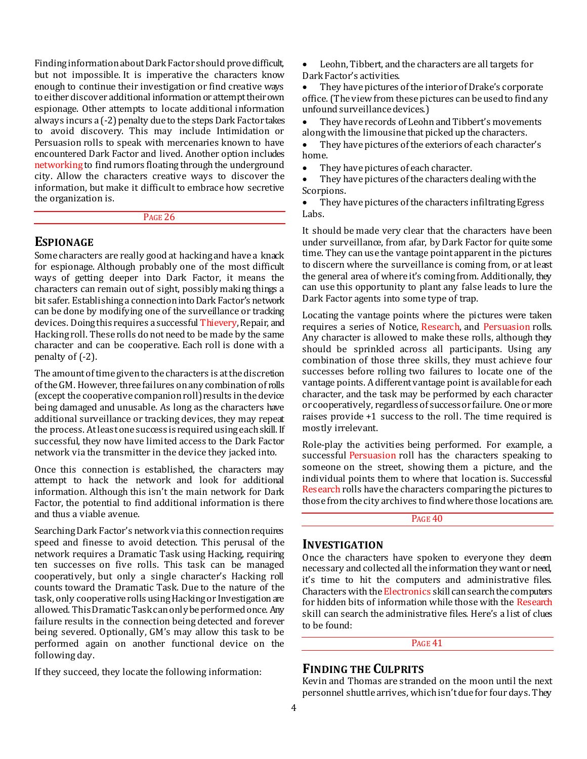Finding information about Dark Factor should prove difficult, but not impossible. It is imperative the characters know enough to continue their investigation or find creative ways to either discover additional information or attempt their own espionage. Other attempts to locate additional information always incurs a (-2) penalty due to the steps Dark Factor takes to avoid discovery. This may include Intimidation or Persuasion rolls to speak with mercenaries known to have encountered Dark Factor and lived. Another option includes networking to find rumors floating through the underground city. Allow the characters creative ways to discover the information, but make it difficult to embrace how secretive the organization is.

PAGE 26

## ESPIONAGE

Some characters are really good at hacking and have a knack for espionage. Although probably one of the most difficult ways of getting deeper into Dark Factor, it means the characters can remain out of sight, possibly making things a bit safer. Establishing a connection into Dark Factor's network can be done by modifying one of the surveillance or tracking devices. Doing this requires a successful Thievery, Repair, and Hacking roll. These rolls do not need to be made by the same character and can be cooperative. Each roll is done with a penalty of (-2).

The amount of time given to the characters is at the discretion of the GM. However, three failures on any combination of rolls (except the cooperative companion roll) results in the device being damaged and unusable. As long as the characters have additional surveillance or tracking devices, they may repeat the process. At least one success is required using each skill. If successful, they now have limited access to the Dark Factor network via the transmitter in the device they jacked into.

Once this connection is established, the characters may attempt to hack the network and look for additional information. Although this isn't the main network for Dark Factor, the potential to find additional information is there and thus a viable avenue.

Searching Dark Factor's network via this connection requires speed and finesse to avoid detection. This perusal of the network requires a Dramatic Task using Hacking, requiring ten successes on five rolls. This task can be managed cooperatively, but only a single character's Hacking roll counts toward the Dramatic Task. Due to the nature of the task, only cooperative rolls using Hacking or Investigation are allowed. This Dramatic Task can only be performed once. Any failure results in the connection being detected and forever being severed. Optionally, GM's may allow this task to be performed again on another functional device on the following day.

If they succeed, they locate the following information:

- Leohn, Tibbert, and the characters are all targets for Dark Factor's activities.
- They have pictures of the interior of Drake's corporate office. (The view from these pictures can be used to find any unfound surveillance devices.)
- They have records of Leohn and Tibbert's movements along with the limousine that picked up the characters.
- They have pictures of the exteriors of each character's home.
- They have pictures of each character.
- They have pictures of the characters dealing with the Scorpions.
- They have pictures of the characters infiltrating Egress Labs.

It should be made very clear that the characters have been under surveillance, from afar, by Dark Factor for quite some time. They can use the vantage point apparent in the pictures to discern where the surveillance is coming from, or at least the general area of where it's coming from. Additionally, they can use this opportunity to plant any false leads to lure the Dark Factor agents into some type of trap.

Locating the vantage points where the pictures were taken requires a series of Notice, Research, and Persuasion rolls. Any character is allowed to make these rolls, although they should be sprinkled across all participants. Using any combination of those three skills, they must achieve four successes before rolling two failures to locate one of the vantage points. A different vantage point is available for each character, and the task may be performed by each character or cooperatively, regardless of success or failure. One or more raises provide +1 success to the roll. The time required is mostly irrelevant.

Role-play the activities being performed. For example, a successful Persuasion roll has the characters speaking to someone on the street, showing them a picture, and the individual points them to where that location is. Successful Research rolls have the characters comparing the pictures to those from the city archives to find where those locations are.

PAGE 40

## INVESTIGATION

Once the characters have spoken to everyone they deem necessary and collected all the information they want or need, it's time to hit the computers and administrative files. Characters with the Electronics skill can search the computers for hidden bits of information while those with the Research skill can search the administrative files. Here's a list of clues to be found:

PAGE 41

## FINDING THE CULPRITS

Kevin and Thomas are stranded on the moon until the next personnel shuttle arrives, which isn't due for four days. They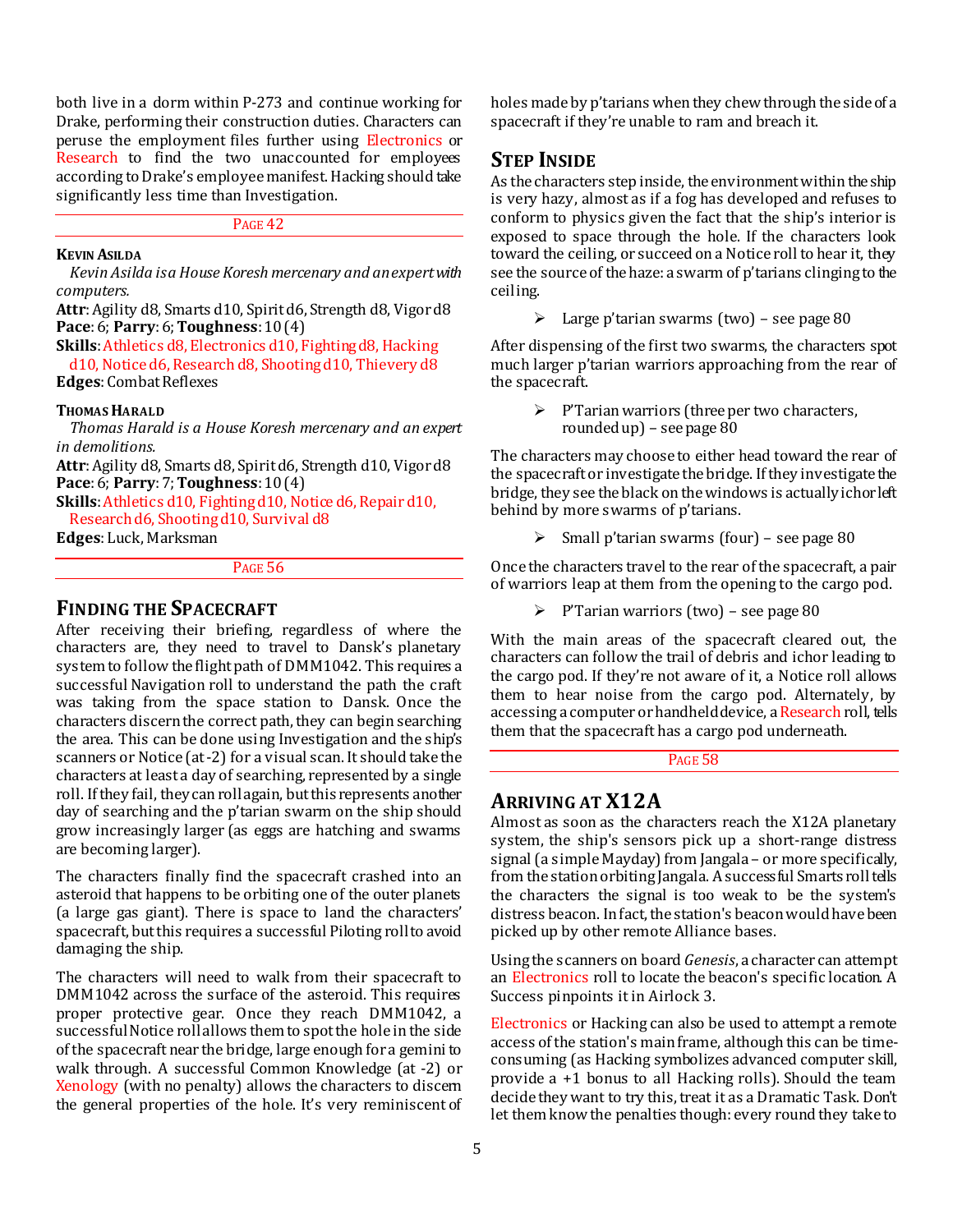both live in a dorm within P-273 and continue working for Drake, performing their construction duties. Characters can peruse the employment files further using Electronics or Research to find the two unaccounted for employees according to Drake's employee manifest. Hacking should take significantly less time than Investigation.

PAGE 42

#### KEVIN ASILDA

*Kevin Asilda is a House Koresh mercenary and an expert with computers.*

**Attr**: Agility d8, Smarts d10, Spirit d6, Strength d8, Vigor d8
**Pace**: 6; **Parry**: 6; **Toughness**: 10 (4)
**Skills**: Athletics d8, Electronics d10, Fighting d8, Hacking d10, Notice d6, Research d8, Shooting d10, Thievery d8
**Edges**: Combat Reflexes

#### THOMAS HARALD

*Thomas Harald is a House Koresh mercenary and an expert in demolitions.*

**Attr**: Agility d8, Smarts d8, Spirit d6, Strength d10, Vigor d8
**Pace**: 6; **Parry**: 7; **Toughness**: 10 (4)
**Skills**: Athletics d10, Fighting d10, Notice d6, Repair d10, Research d6, Shooting d10, Survival d8
**Edges**: Luck, Marksman

PAGE 56

## FINDING THE SPACECRAFT

After receiving their briefing, regardless of where the characters are, they need to travel to Dansk's planetary system to follow the flight path of DMM1042. This requires a successful Navigation roll to understand the path the craft was taking from the space station to Dansk. Once the characters discern the correct path, they can begin searching the area. This can be done using Investigation and the ship's scanners or Notice (at -2) for a visual scan. It should take the characters at least a day of searching, represented by a single roll. If they fail, they can roll again, but this represents another day of searching and the p'tarian swarm on the ship should grow increasingly larger (as eggs are hatching and swarms are becoming larger).

The characters finally find the spacecraft crashed into an asteroid that happens to be orbiting one of the outer planets (a large gas giant). There is space to land the characters' spacecraft, but this requires a successful Piloting roll to avoid damaging the ship.

The characters will need to walk from their spacecraft to DMM1042 across the surface of the asteroid. This requires proper protective gear. Once they reach DMM1042, a successful Notice roll allows them to spot the hole in the side of the spacecraft near the bridge, large enough for a gemini to walk through. A successful Common Knowledge (at -2) or Xenology (with no penalty) allows the characters to discern the general properties of the hole. It's very reminiscent of holes made by p'tarians when they chew through the side of a spacecraft if they're unable to ram and breach it.

## STEP INSIDE

As the characters step inside, the environment within the ship is very hazy, almost as if a fog has developed and refuses to conform to physics given the fact that the ship's interior is exposed to space through the hole. If the characters look toward the ceiling, or succeed on a Notice roll to hear it, they see the source of the haze: a swarm of p'tarians clinging to the ceiling.

- Large p'tarian swarms (two) – see page 80

After dispensing of the first two swarms, the characters spot much larger p'tarian warriors approaching from the rear of the spacecraft.

- P'Tarian warriors (three per two characters, rounded up) – see page 80

The characters may choose to either head toward the rear of the spacecraft or investigate the bridge. If they investigate the bridge, they see the black on the windows is actually ichor left behind by more swarms of p'tarians.

- Small p'tarian swarms (four) – see page 80

Once the characters travel to the rear of the spacecraft, a pair of warriors leap at them from the opening to the cargo pod.

- P'Tarian warriors (two) – see page 80

With the main areas of the spacecraft cleared out, the characters can follow the trail of debris and ichor leading to the cargo pod. If they're not aware of it, a Notice roll allows them to hear noise from the cargo pod. Alternately, by accessing a computer or handheld device, a Research roll, tells them that the spacecraft has a cargo pod underneath.

PAGE 58

## ARRIVING AT X12A

Almost as soon as the characters reach the X12A planetary system, the ship's sensors pick up a short-range distress signal (a simple Mayday) from Jangala – or more specifically, from the station orbiting Jangala. A successful Smarts roll tells the characters the signal is too weak to be the system's distress beacon. In fact, the station's beacon would have been picked up by other remote Alliance bases.

Using the scanners on board *Genesis*, a character can attempt an Electronics roll to locate the beacon's specific location. A Success pinpoints it in Airlock 3.

Electronics or Hacking can also be used to attempt a remote access of the station's main frame, although this can be time-consuming (as Hacking symbolizes advanced computer skill, provide a +1 bonus to all Hacking rolls). Should the team decide they want to try this, treat it as a Dramatic Task. Don't let them know the penalties though: every round they take to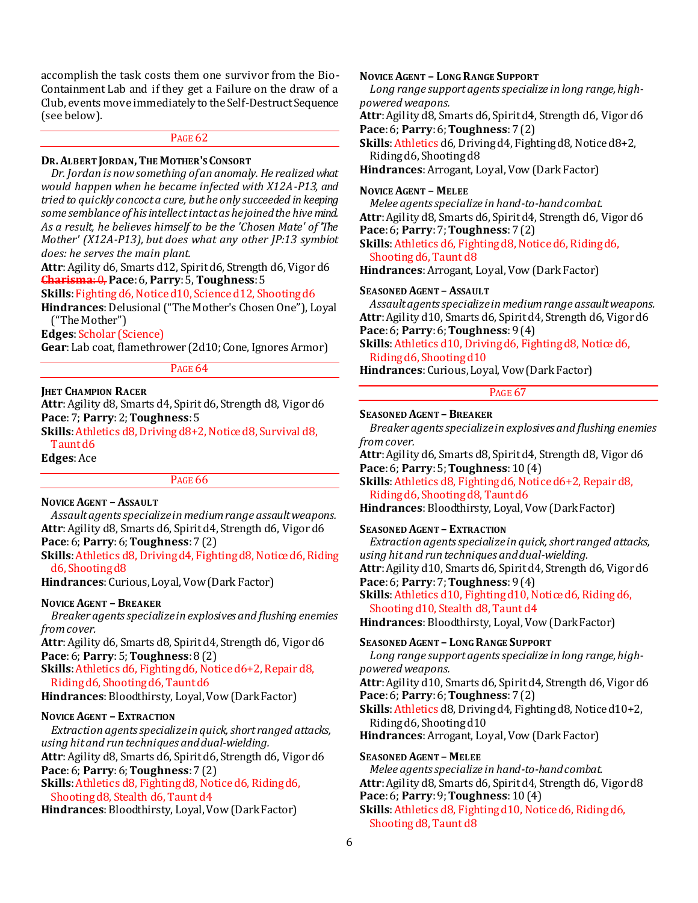accomplish the task costs them one survivor from the Bio-Containment Lab and if they get a Failure on the draw of a Club, events move immediately to the Self-Destruct Sequence (see below).

## Page 62

### Dr. Albert Jordan, The Mother's Consort

*Dr. Jordan is now something of an anomaly. He realized what would happen when he became infected with X12A-P13, and tried to quickly concoct a cure, but he only succeeded in keeping some semblance of his intellect intact as he joined the hive mind. As a result, he believes himself to be the 'Chosen Mate' of 'The Mother' (X12A-P13), but does what any other JP:13 symbiot does: he serves the main plant.*

**Attr**: Agility d6, Smarts d12, Spirit d6, Strength d6, Vigor d6
~~**Charisma**: 0,~~ **Pace**: 6, **Parry**: 5, **Toughness**: 5
**Skills**: Fighting d6, Notice d10, Science d12, Shooting d6
**Hindrances**: Delusional ("The Mother's Chosen One"), Loyal ("The Mother")
**Edges**: Scholar (Science)
**Gear**: Lab coat, flamethrower (2d10; Cone, Ignores Armor)

## Page 64

### Jhet Champion Racer

**Attr**: Agility d8, Smarts d4, Spirit d6, Strength d8, Vigor d6
**Pace**: 7; **Parry**: 2; **Toughness**: 5
**Skills**: Athletics d8, Driving d8+2, Notice d8, Survival d8, Taunt d6
**Edges**: Ace

## Page 66

### Novice Agent – Assault

*Assault agents specialize in medium range assault weapons.*

**Attr**: Agility d8, Smarts d6, Spirit d4, Strength d6, Vigor d6
**Pace**: 6; **Parry**: 6; **Toughness**: 7 (2)
**Skills**: Athletics d8, Driving d4, Fighting d8, Notice d6, Riding d6, Shooting d8
**Hindrances**: Curious, Loyal, Vow (Dark Factor)

### Novice Agent – Breaker

*Breaker agents specialize in explosives and flushing enemies from cover.*

**Attr**: Agility d6, Smarts d8, Spirit d4, Strength d6, Vigor d6
**Pace**: 6; **Parry**: 5; **Toughness**: 8 (2)
**Skills**: Athletics d6, Fighting d6, Notice d6+2, Repair d8, Riding d6, Shooting d6, Taunt d6
**Hindrances**: Bloodthirsty, Loyal, Vow (Dark Factor)

### Novice Agent – Extraction

*Extraction agents specialize in quick, short ranged attacks, using hit and run techniques and dual-wielding.*

**Attr**: Agility d8, Smarts d6, Spirit d6, Strength d6, Vigor d6
**Pace**: 6; **Parry**: 6; **Toughness**: 7 (2)
**Skills**: Athletics d8, Fighting d8, Notice d6, Riding d6, Shooting d8, Stealth d6, Taunt d4
**Hindrances**: Bloodthirsty, Loyal, Vow (Dark Factor)

### Novice Agent – Long Range Support

*Long range support agents specialize in long range, high-powered weapons.*

**Attr**: Agility d8, Smarts d6, Spirit d4, Strength d6, Vigor d6
**Pace**: 6; **Parry**: 6; **Toughness**: 7 (2)
**Skills**: Athletics d6, Driving d4, Fighting d8, Notice d8+2, Riding d6, Shooting d8
**Hindrances**: Arrogant, Loyal, Vow (Dark Factor)

### Novice Agent – Melee

*Melee agents specialize in hand-to-hand combat.*

**Attr**: Agility d8, Smarts d6, Spirit d4, Strength d6, Vigor d6
**Pace**: 6; **Parry**: 7; **Toughness**: 7 (2)
**Skills**: Athletics d6, Fighting d8, Notice d6, Riding d6, Shooting d6, Taunt d8
**Hindrances**: Arrogant, Loyal, Vow (Dark Factor)

### Seasoned Agent – Assault

*Assault agents specialize in medium range assault weapons.*

**Attr**: Agility d10, Smarts d6, Spirit d4, Strength d6, Vigor d6
**Pace**: 6; **Parry**: 6; **Toughness**: 9 (4)
**Skills**: Athletics d10, Driving d6, Fighting d8, Notice d6, Riding d6, Shooting d10
**Hindrances**: Curious, Loyal, Vow (Dark Factor)

## Page 67

### Seasoned Agent – Breaker

*Breaker agents specialize in explosives and flushing enemies from cover.*

**Attr**: Agility d6, Smarts d8, Spirit d4, Strength d8, Vigor d6
**Pace**: 6; **Parry**: 5; **Toughness**: 10 (4)
**Skills**: Athletics d8, Fighting d6, Notice d6+2, Repair d8, Riding d6, Shooting d8, Taunt d6
**Hindrances**: Bloodthirsty, Loyal, Vow (Dark Factor)

### Seasoned Agent – Extraction

*Extraction agents specialize in quick, short ranged attacks, using hit and run techniques and dual-wielding.*

**Attr**: Agility d10, Smarts d6, Spirit d4, Strength d6, Vigor d6
**Pace**: 6; **Parry**: 7; **Toughness**: 9 (4)
**Skills**: Athletics d10, Fighting d10, Notice d6, Riding d6, Shooting d10, Stealth d8, Taunt d4
**Hindrances**: Bloodthirsty, Loyal, Vow (Dark Factor)

### Seasoned Agent – Long Range Support

*Long range support agents specialize in long range, high-powered weapons.*

**Attr**: Agility d10, Smarts d6, Spirit d4, Strength d6, Vigor d6
**Pace**: 6; **Parry**: 6; **Toughness**: 7 (2)
**Skills**: Athletics d8, Driving d4, Fighting d8, Notice d10+2, Riding d6, Shooting d10
**Hindrances**: Arrogant, Loyal, Vow (Dark Factor)

### Seasoned Agent – Melee

*Melee agents specialize in hand-to-hand combat.*

**Attr**: Agility d8, Smarts d6, Spirit d4, Strength d6, Vigor d8
**Pace**: 6; **Parry**: 9; **Toughness**: 10 (4)
**Skills**: Athletics d8, Fighting d10, Notice d6, Riding d6, Shooting d8, Taunt d8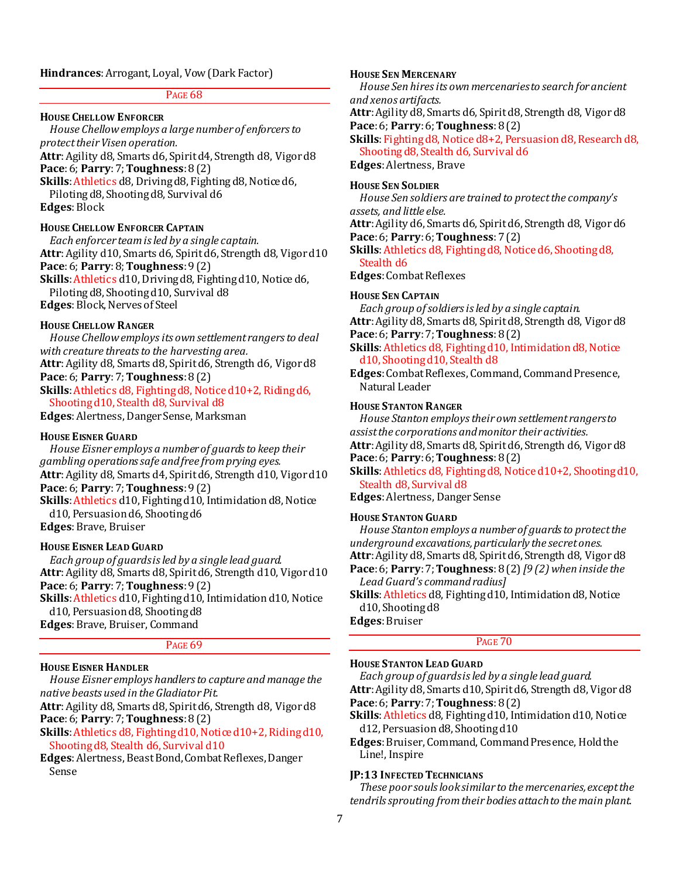**Hindrances**: Arrogant, Loyal, Vow (Dark Factor)

PAGE 68

### House Chellow Enforcer

*House Chellow employs a large number of enforcers to protect their Visen operation.*

**Attr**: Agility d8, Smarts d6, Spirit d4, Strength d8, Vigor d8
**Pace**: 6; **Parry**: 7; **Toughness**: 8 (2)
**Skills**: Athletics d8, Driving d8, Fighting d8, Notice d6, Piloting d8, Shooting d8, Survival d6
**Edges**: Block

### House Chellow Enforcer Captain

*Each enforcer team is led by a single captain.*

**Attr**: Agility d10, Smarts d6, Spirit d6, Strength d8, Vigor d10
**Pace**: 6; **Parry**: 8; **Toughness**: 9 (2)
**Skills**: Athletics d10, Driving d8, Fighting d10, Notice d6, Piloting d8, Shooting d10, Survival d8
**Edges**: Block, Nerves of Steel

### House Chellow Ranger

*House Chellow employs its own settlement rangers to deal with creature threats to the harvesting area.*

**Attr**: Agility d8, Smarts d8, Spirit d6, Strength d6, Vigor d8
**Pace**: 6; **Parry**: 7; **Toughness**: 8 (2)
**Skills**: Athletics d8, Fighting d8, Notice d10+2, Riding d6, Shooting d10, Stealth d8, Survival d8
**Edges**: Alertness, Danger Sense, Marksman

### House Eisner Guard

*House Eisner employs a number of guards to keep their gambling operations safe and free from prying eyes.*

**Attr**: Agility d8, Smarts d4, Spirit d6, Strength d10, Vigor d10
**Pace**: 6; **Parry**: 7; **Toughness**: 9 (2)
**Skills**: Athletics d10, Fighting d10, Intimidation d8, Notice d10, Persuasion d6, Shooting d6
**Edges**: Brave, Bruiser

### House Eisner Lead Guard

*Each group of guards is led by a single lead guard.*

**Attr**: Agility d8, Smarts d8, Spirit d6, Strength d10, Vigor d10
**Pace**: 6; **Parry**: 7; **Toughness**: 9 (2)
**Skills**: Athletics d10, Fighting d10, Intimidation d10, Notice d10, Persuasion d8, Shooting d8
**Edges**: Brave, Bruiser, Command

PAGE 69

### House Eisner Handler

*House Eisner employs handlers to capture and manage the native beasts used in the Gladiator Pit.*

**Attr**: Agility d8, Smarts d6, Spirit d6, Strength d8, Vigor d8
**Pace**: 6; **Parry**: 7; **Toughness**: 8 (2)
**Skills**: Athletics d8, Fighting d10, Notice d10+2, Riding d10, Shooting d8, Stealth d6, Survival d10
**Edges**: Alertness, Beast Bond, Combat Reflexes, Danger Sense

### House Sen Mercenary

*House Sen hires its own mercenaries to search for ancient and xenos artifacts.*

**Attr**: Agility d8, Smarts d6, Spirit d8, Strength d8, Vigor d8
**Pace**: 6; **Parry**: 6; **Toughness**: 8 (2)
**Skills**: Fighting d8, Notice d8+2, Persuasion d8, Research d8, Shooting d8, Stealth d6, Survival d6
**Edges**: Alertness, Brave

### House Sen Soldier

*House Sen soldiers are trained to protect the company's assets, and little else.*

**Attr**: Agility d6, Smarts d6, Spirit d6, Strength d8, Vigor d6
**Pace**: 6; **Parry**: 6; **Toughness**: 7 (2)
**Skills**: Athletics d8, Fighting d8, Notice d6, Shooting d8, Stealth d6
**Edges**: Combat Reflexes

### House Sen Captain

*Each group of soldiers is led by a single captain.*

**Attr**: Agility d8, Smarts d8, Spirit d8, Strength d8, Vigor d8
**Pace**: 6; **Parry**: 7; **Toughness**: 8 (2)
**Skills**: Athletics d8, Fighting d10, Intimidation d8, Notice d10, Shooting d10, Stealth d8
**Edges**: Combat Reflexes, Command, Command Presence, Natural Leader

### House Stanton Ranger

*House Stanton employs their own settlement rangers to assist the corporations and monitor their activities.*

**Attr**: Agility d8, Smarts d8, Spirit d6, Strength d6, Vigor d8
**Pace**: 6; **Parry**: 6; **Toughness**: 8 (2)
**Skills**: Athletics d8, Fighting d8, Notice d10+2, Shooting d10, Stealth d8, Survival d8
**Edges**: Alertness, Danger Sense

### House Stanton Guard

*House Stanton employs a number of guards to protect the underground excavations, particularly the secret ones.*

**Attr**: Agility d8, Smarts d8, Spirit d6, Strength d8, Vigor d8
**Pace**: 6; **Parry**: 7; **Toughness**: 8 (2) *[9 (2) when inside the Lead Guard's command radius]*
**Skills**: Athletics d8, Fighting d10, Intimidation d8, Notice d10, Shooting d8
**Edges**: Bruiser

PAGE 70

### House Stanton Lead Guard

*Each group of guards is led by a single lead guard.*

**Attr**: Agility d8, Smarts d10, Spirit d6, Strength d8, Vigor d8
**Pace**: 6; **Parry**: 7; **Toughness**: 8 (2)
**Skills**: Athletics d8, Fighting d10, Intimidation d10, Notice d12, Persuasion d8, Shooting d10
**Edges**: Bruiser, Command, Command Presence, Hold the Line!, Inspire

### JP:13 Infected Technicians

*These poor souls look similar to the mercenaries, except the tendrils sprouting from their bodies attach to the main plant.*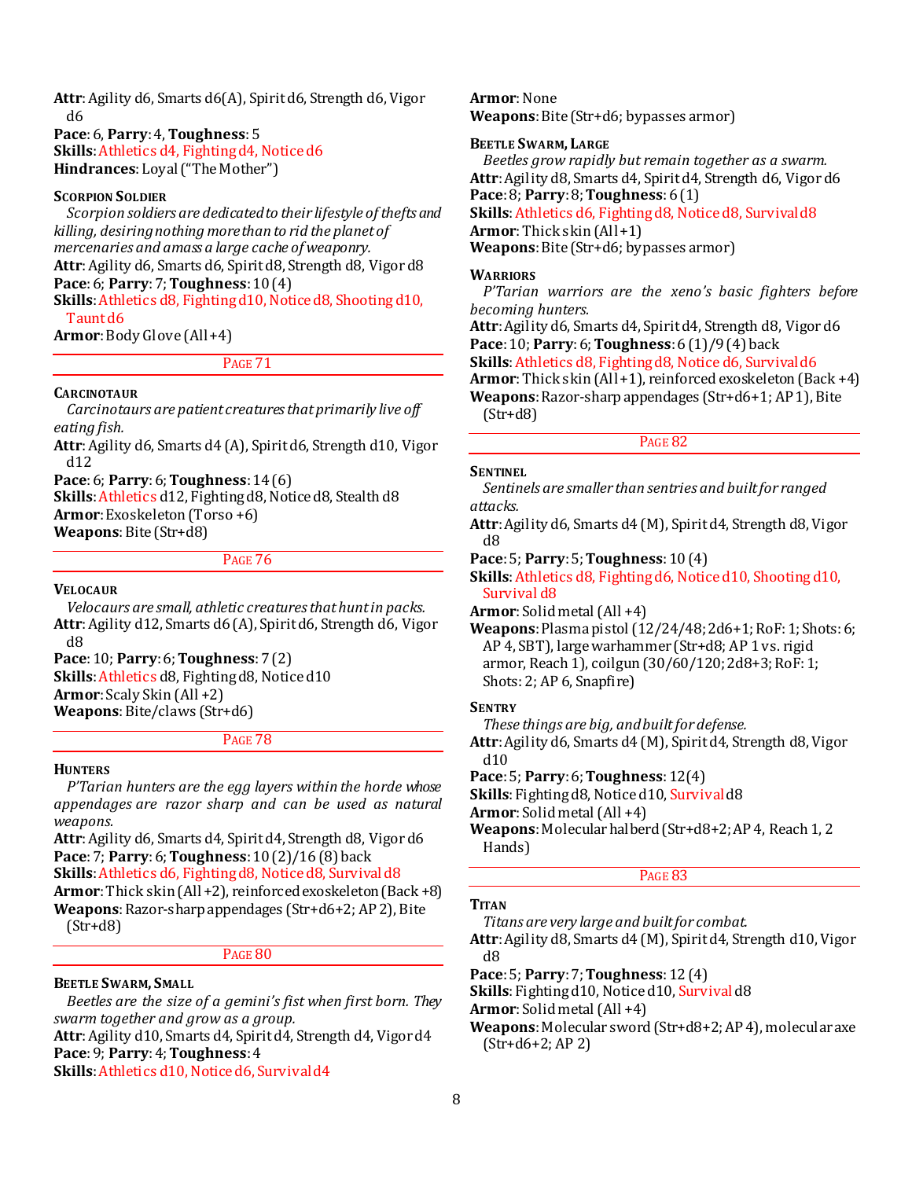**Attr**: Agility d6, Smarts d6(A), Spirit d6, Strength d6, Vigor d6
**Pace**: 6, **Parry**: 4, **Toughness**: 5
**Skills**: Athletics d4, Fighting d4, Notice d6
**Hindrances**: Loyal ("The Mother")

**Scorpion Soldier**

*Scorpion soldiers are dedicated to their lifestyle of thefts and killing, desiring nothing more than to rid the planet of mercenaries and amass a large cache of weaponry.*
**Attr**: Agility d6, Smarts d6, Spirit d8, Strength d8, Vigor d8
**Pace**: 6; **Parry**: 7; **Toughness**: 10 (4)
**Skills**: Athletics d8, Fighting d10, Notice d8, Shooting d10, Taunt d6
**Armor**: Body Glove (All +4)

## Page 71

**Carcinotaur**

*Carcinotaurs are patient creatures that primarily live off eating fish.*
**Attr**: Agility d6, Smarts d4 (A), Spirit d6, Strength d10, Vigor d12
**Pace**: 6; **Parry**: 6; **Toughness**: 14 (6)
**Skills**: Athletics d12, Fighting d8, Notice d8, Stealth d8
**Armor**: Exoskeleton (Torso +6)
**Weapons**: Bite (Str+d8)

## Page 76

**Velocaur**

*Velocaurs are small, athletic creatures that hunt in packs.*
**Attr**: Agility d12, Smarts d6 (A), Spirit d6, Strength d6, Vigor d8
**Pace**: 10; **Parry**: 6; **Toughness**: 7 (2)
**Skills**: Athletics d8, Fighting d8, Notice d10
**Armor**: Scaly Skin (All +2)
**Weapons**: Bite/claws (Str+d6)

## Page 78

**Hunters**

*P'Tarian hunters are the egg layers within the horde whose appendages are razor sharp and can be used as natural weapons.*
**Attr**: Agility d6, Smarts d4, Spirit d4, Strength d8, Vigor d6
**Pace**: 7; **Parry**: 6; **Toughness**: 10 (2)/16 (8) back
**Skills**: Athletics d6, Fighting d8, Notice d8, Survival d8
**Armor**: Thick skin (All +2), reinforced exoskeleton (Back +8)
**Weapons**: Razor-sharp appendages (Str+d6+2; AP 2), Bite (Str+d8)

## Page 80

**Beetle Swarm, Small**

*Beetles are the size of a gemini's fist when first born. They swarm together and grow as a group.*
**Attr**: Agility d10, Smarts d4, Spirit d4, Strength d4, Vigor d4
**Pace**: 9; **Parry**: 4; **Toughness**: 4
**Skills**: Athletics d10, Notice d6, Survival d4
**Armor**: None
**Weapons**: Bite (Str+d6; bypasses armor)

**Beetle Swarm, Large**

*Beetles grow rapidly but remain together as a swarm.*
**Attr**: Agility d8, Smarts d4, Spirit d4, Strength d6, Vigor d6
**Pace**: 8; **Parry**: 8; **Toughness**: 6 (1)
**Skills**: Athletics d6, Fighting d8, Notice d8, Survival d8
**Armor**: Thick skin (All +1)
**Weapons**: Bite (Str+d6; bypasses armor)

**Warriors**

*P'Tarian warriors are the xeno's basic fighters before becoming hunters.*
**Attr**: Agility d6, Smarts d4, Spirit d4, Strength d8, Vigor d6
**Pace**: 10; **Parry**: 6; **Toughness**: 6 (1)/9 (4) back
**Skills**: Athletics d8, Fighting d8, Notice d6, Survival d6
**Armor**: Thick skin (All +1), reinforced exoskeleton (Back +4)
**Weapons**: Razor-sharp appendages (Str+d6+1; AP 1), Bite (Str+d8)

## Page 82

**Sentinel**

*Sentinels are smaller than sentries and built for ranged attacks.*
**Attr**: Agility d6, Smarts d4 (M), Spirit d4, Strength d8, Vigor d8
**Pace**: 5; **Parry**: 5; **Toughness**: 10 (4)
**Skills**: Athletics d8, Fighting d6, Notice d10, Shooting d10, Survival d8
**Armor**: Solid metal (All +4)
**Weapons**: Plasma pistol (12/24/48; 2d6+1; RoF: 1; Shots: 6; AP 4, SBT), large warhammer (Str+d8; AP 1 vs. rigid armor, Reach 1), coilgun (30/60/120; 2d8+3; RoF: 1; Shots: 2; AP 6, Snapfire)

**Sentry**

*These things are big, and built for defense.*
**Attr**: Agility d6, Smarts d4 (M), Spirit d4, Strength d8, Vigor d10
**Pace**: 5; **Parry**: 6; **Toughness**: 12 (4)
**Skills**: Fighting d8, Notice d10, Survival d8
**Armor**: Solid metal (All +4)
**Weapons**: Molecular halberd (Str+d8+2; AP 4, Reach 1, 2 Hands)

## Page 83

**Titan**

*Titans are very large and built for combat.*
**Attr**: Agility d8, Smarts d4 (M), Spirit d4, Strength d10, Vigor d8
**Pace**: 5; **Parry**: 7; **Toughness**: 12 (4)
**Skills**: Fighting d10, Notice d10, Survival d8
**Armor**: Solid metal (All +4)
**Weapons**: Molecular sword (Str+d8+2; AP 4), molecular axe (Str+d6+2; AP 2)